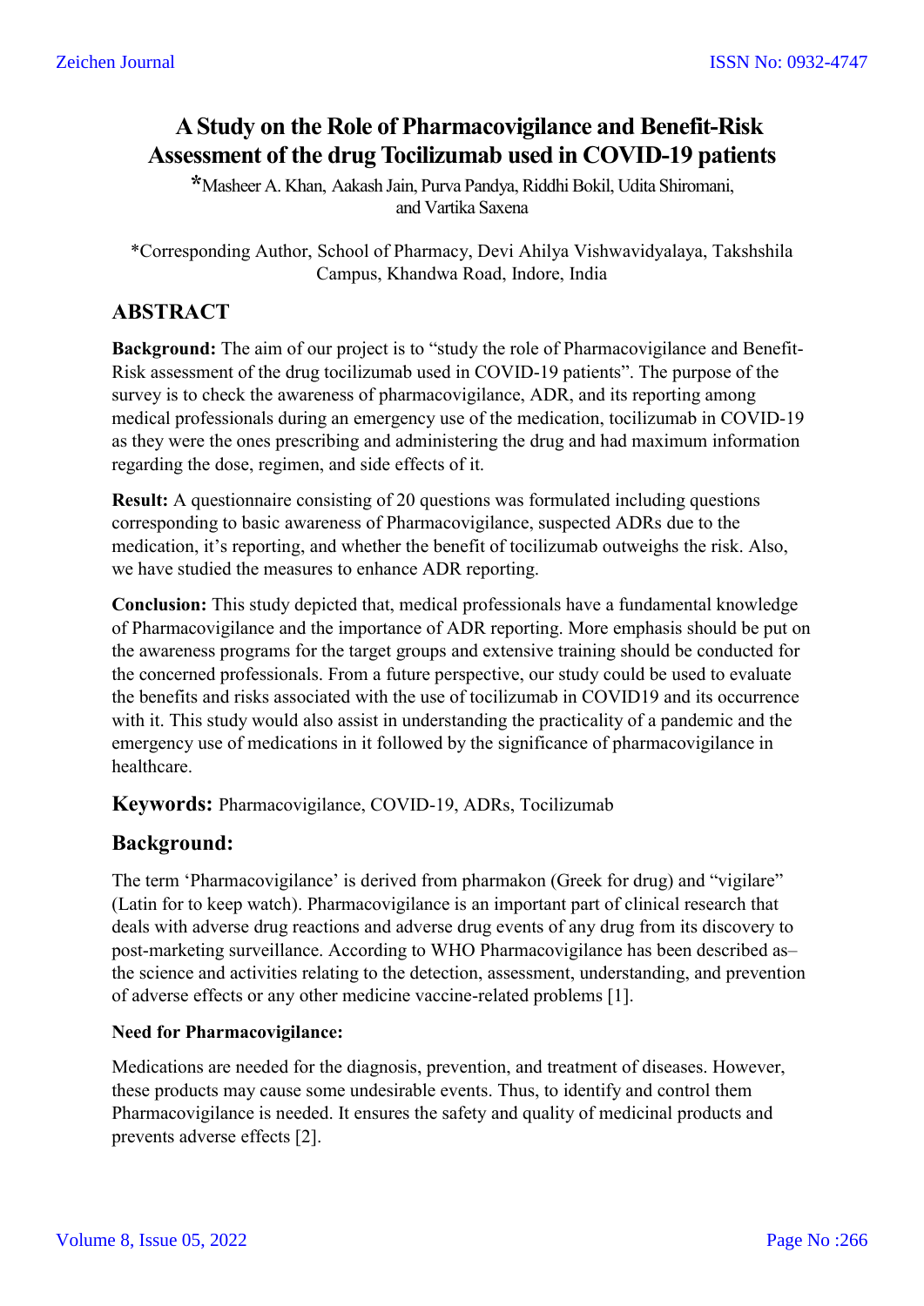# A Study on the Role of Pharmacovigilance and Benefit-Risk Assessment of the drug Tocilizumab used in COVID-19 patients

*Masheer A. Khan, Aakash Jain, Purva Pandya, Riddhi Bokil, Udita Shiromani, and Vartika Saxena

*Corresponding Author, School of Pharmacy, Devi Ahilya Vishwavidyalaya, Takshshila Campus, Khandwa Road, Indore, India

## ABSTRACT

**Background:** The aim of our project is to "study the role of Pharmacovigilance and Benefit-Risk assessment of the drug tocilizumab used in COVID-19 patients". The purpose of the survey is to check the awareness of pharmacovigilance, ADR, and its reporting among medical professionals during an emergency use of the medication, tocilizumab in COVID-19 as they were the ones prescribing and administering the drug and had maximum information regarding the dose, regimen, and side effects of it.

**Result:** A questionnaire consisting of 20 questions was formulated including questions corresponding to basic awareness of Pharmacovigilance, suspected ADRs due to the medication, it's reporting, and whether the benefit of tocilizumab outweighs the risk. Also, we have studied the measures to enhance ADR reporting.

**Conclusion:** This study depicted that, medical professionals have a fundamental knowledge of Pharmacovigilance and the importance of ADR reporting. More emphasis should be put on the awareness programs for the target groups and extensive training should be conducted for the concerned professionals. From a future perspective, our study could be used to evaluate the benefits and risks associated with the use of tocilizumab in COVID19 and its occurrence with it. This study would also assist in understanding the practicality of a pandemic and the emergency use of medications in it followed by the significance of pharmacovigilance in healthcare.

**Keywords:** Pharmacovigilance, COVID-19, ADRs, Tocilizumab

## Background:

The term 'Pharmacovigilance' is derived from pharmakon (Greek for drug) and "vigilare" (Latin for to keep watch). Pharmacovigilance is an important part of clinical research that deals with adverse drug reactions and adverse drug events of any drug from its discovery to post-marketing surveillance. According to WHO Pharmacovigilance has been described as– the science and activities relating to the detection, assessment, understanding, and prevention of adverse effects or any other medicine vaccine-related problems [1].

### Need for Pharmacovigilance:

Medications are needed for the diagnosis, prevention, and treatment of diseases. However, these products may cause some undesirable events. Thus, to identify and control them Pharmacovigilance is needed. It ensures the safety and quality of medicinal products and prevents adverse effects [2].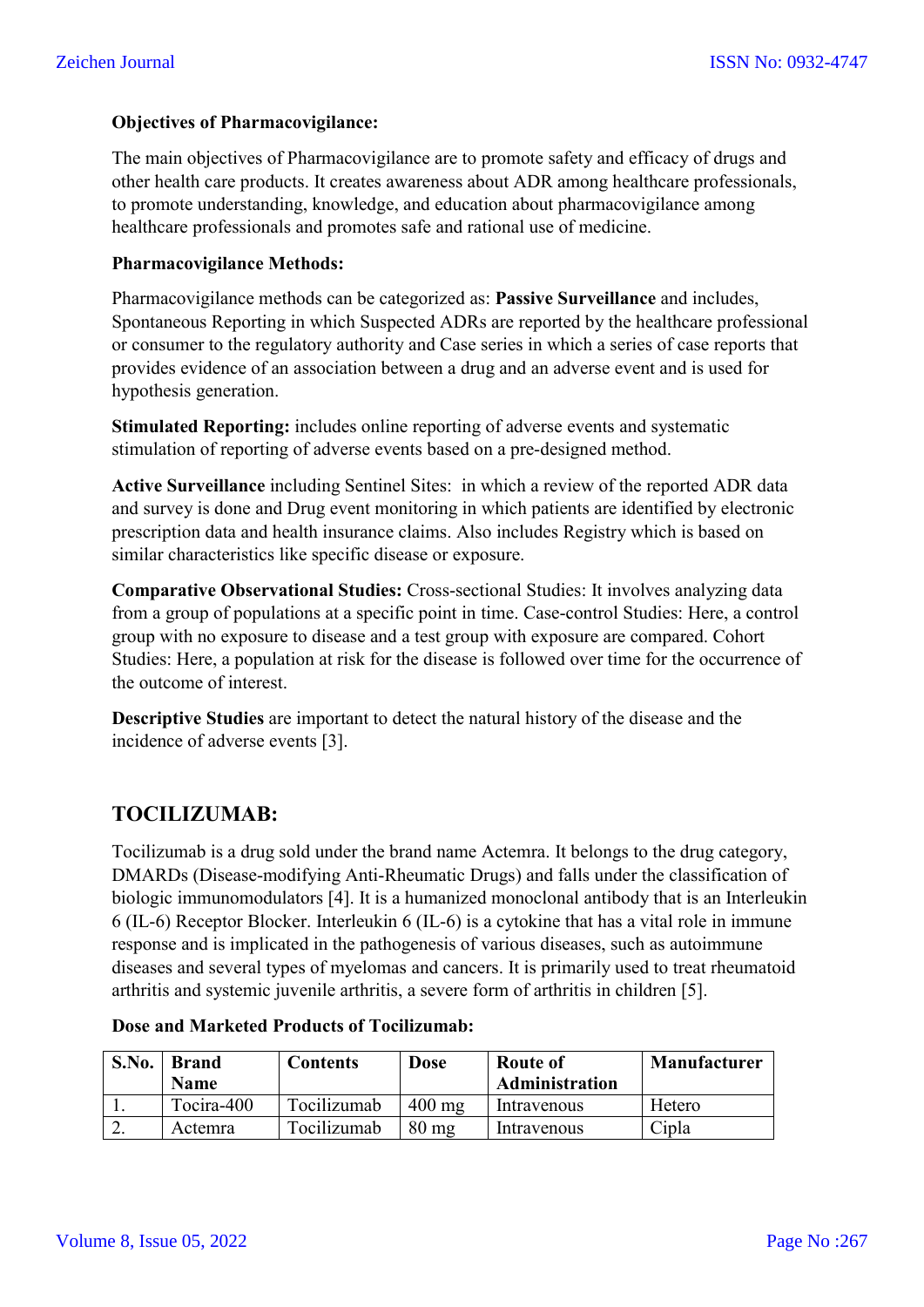**Objectives of Pharmacovigilance:**

The main objectives of Pharmacovigilance are to promote safety and efficacy of drugs and other health care products. It creates awareness about ADR among healthcare professionals, to promote understanding, knowledge, and education about pharmacovigilance among healthcare professionals and promotes safe and rational use of medicine.

**Pharmacovigilance Methods:**

Pharmacovigilance methods can be categorized as: **Passive Surveillance** and includes, Spontaneous Reporting in which Suspected ADRs are reported by the healthcare professional or consumer to the regulatory authority and Case series in which a series of case reports that provides evidence of an association between a drug and an adverse event and is used for hypothesis generation.

**Stimulated Reporting:** includes online reporting of adverse events and systematic stimulation of reporting of adverse events based on a pre-designed method.

**Active Surveillance** including Sentinel Sites: in which a review of the reported ADR data and survey is done and Drug event monitoring in which patients are identified by electronic prescription data and health insurance claims. Also includes Registry which is based on similar characteristics like specific disease or exposure.

**Comparative Observational Studies:** Cross-sectional Studies: It involves analyzing data from a group of populations at a specific point in time. Case-control Studies: Here, a control group with no exposure to disease and a test group with exposure are compared. Cohort Studies: Here, a population at risk for the disease is followed over time for the occurrence of the outcome of interest.

**Descriptive Studies** are important to detect the natural history of the disease and the incidence of adverse events [3].

## TOCILIZUMAB:

Tocilizumab is a drug sold under the brand name Actemra. It belongs to the drug category, DMARDs (Disease-modifying Anti-Rheumatic Drugs) and falls under the classification of biologic immunomodulators [4]. It is a humanized monoclonal antibody that is an Interleukin 6 (IL-6) Receptor Blocker. Interleukin 6 (IL-6) is a cytokine that has a vital role in immune response and is implicated in the pathogenesis of various diseases, such as autoimmune diseases and several types of myelomas and cancers. It is primarily used to treat rheumatoid arthritis and systemic juvenile arthritis, a severe form of arthritis in children [5].

**Dose and Marketed Products of Tocilizumab:**

| S.No. | Brand Name | Contents | Dose | Route of Administration | Manufacturer |
|---|---|---|---|---|---|
| 1. | Tocira-400 | Tocilizumab | 400 mg | Intravenous | Hetero |
| 2. | Actemra | Tocilizumab | 80 mg | Intravenous | Cipla |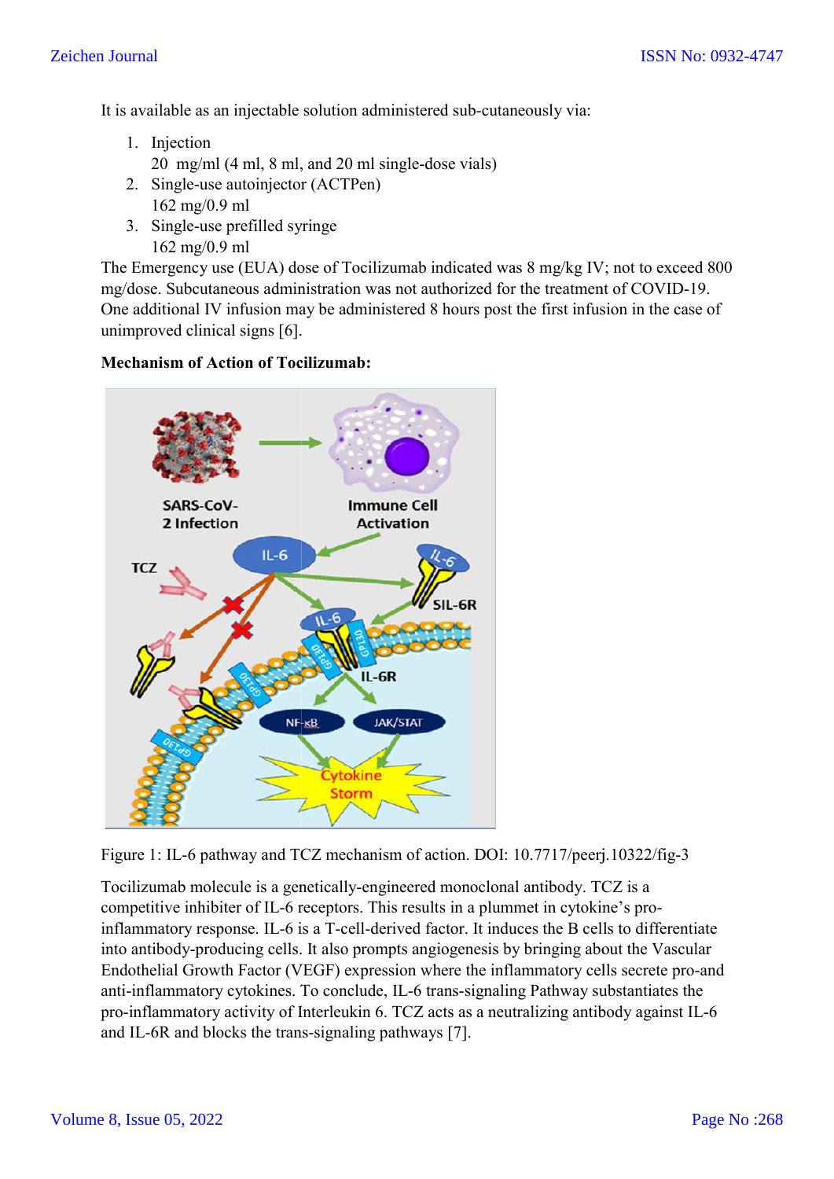It is available as an injectable solution administered sub-cutaneously via:

1. Injection
   20 mg/ml (4 ml, 8 ml, and 20 ml single-dose vials)
2. Single-use autoinjector (ACTPen)
   162 mg/0.9 ml
3. Single-use prefilled syringe
   162 mg/0.9 ml

The Emergency use (EUA) dose of Tocilizumab indicated was 8 mg/kg IV; not to exceed 800 mg/dose. Subcutaneous administration was not authorized for the treatment of COVID-19. One additional IV infusion may be administered 8 hours post the first infusion in the case of unimproved clinical signs [6].

**Mechanism of Action of Tocilizumab:**

Figure 1: IL-6 pathway and TCZ mechanism of action. DOI: 10.7717/peerj.10322/fig-3

Tocilizumab molecule is a genetically-engineered monoclonal antibody. TCZ is a competitive inhibiter of IL-6 receptors. This results in a plummet in cytokine's pro-inflammatory response. IL-6 is a T-cell-derived factor. It induces the B cells to differentiate into antibody-producing cells. It also prompts angiogenesis by bringing about the Vascular Endothelial Growth Factor (VEGF) expression where the inflammatory cells secrete pro-and anti-inflammatory cytokines. To conclude, IL-6 trans-signaling Pathway substantiates the pro-inflammatory activity of Interleukin 6. TCZ acts as a neutralizing antibody against IL-6 and IL-6R and blocks the trans-signaling pathways [7].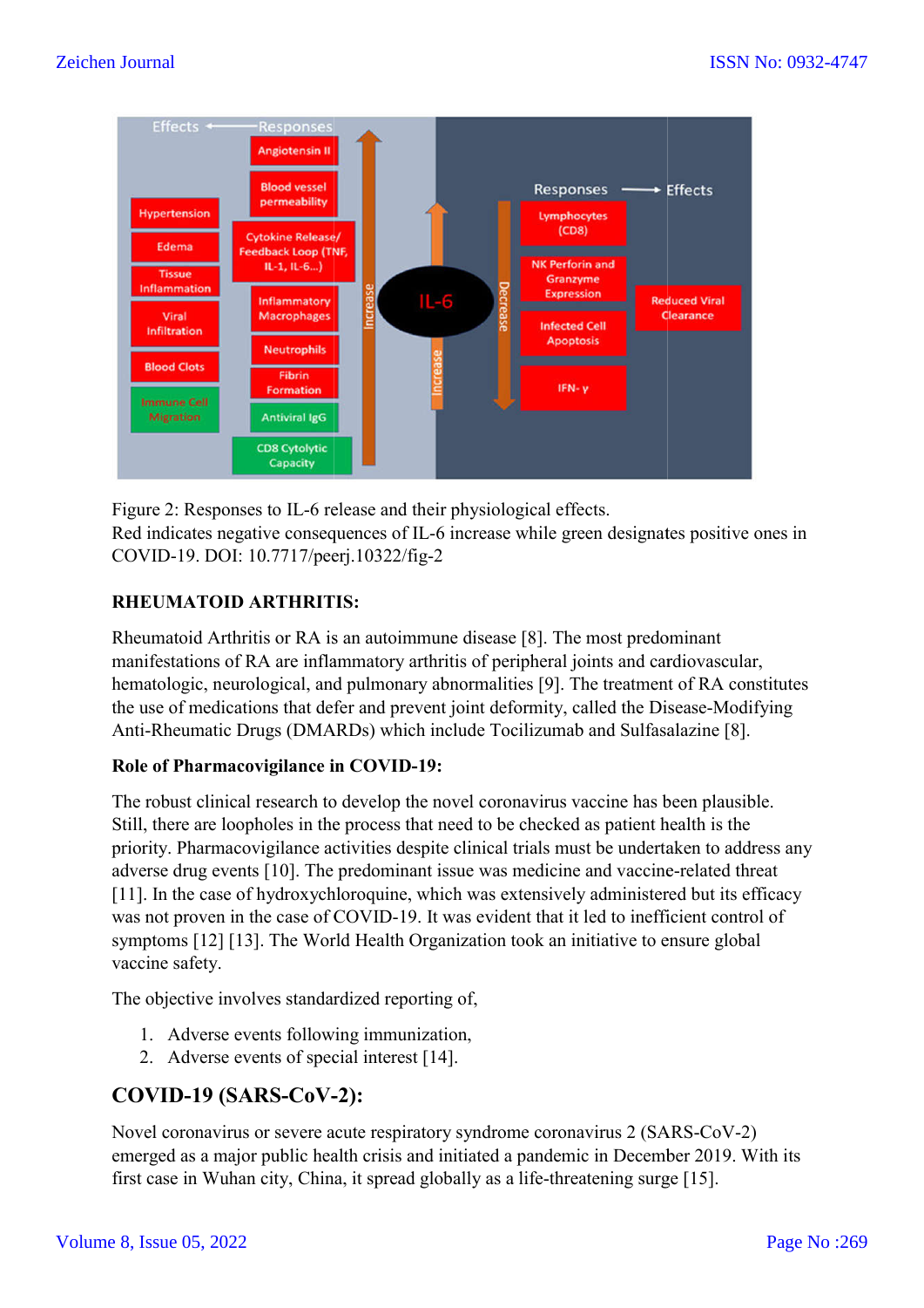Figure 2: Responses to IL-6 release and their physiological effects.
Red indicates negative consequences of IL-6 increase while green designates positive ones in COVID-19. DOI: 10.7717/peerj.10322/fig-2

**RHEUMATOID ARTHRITIS:**

Rheumatoid Arthritis or RA is an autoimmune disease [8]. The most predominant manifestations of RA are inflammatory arthritis of peripheral joints and cardiovascular, hematologic, neurological, and pulmonary abnormalities [9]. The treatment of RA constitutes the use of medications that defer and prevent joint deformity, called the Disease-Modifying Anti-Rheumatic Drugs (DMARDs) which include Tocilizumab and Sulfasalazine [8].

**Role of Pharmacovigilance in COVID-19:**

The robust clinical research to develop the novel coronavirus vaccine has been plausible. Still, there are loopholes in the process that need to be checked as patient health is the priority. Pharmacovigilance activities despite clinical trials must be undertaken to address any adverse drug events [10]. The predominant issue was medicine and vaccine-related threat [11]. In the case of hydroxychloroquine, which was extensively administered but its efficacy was not proven in the case of COVID-19. It was evident that it led to inefficient control of symptoms [12] [13]. The World Health Organization took an initiative to ensure global vaccine safety.

The objective involves standardized reporting of,

1. Adverse events following immunization,
2. Adverse events of special interest [14].

## COVID-19 (SARS-CoV-2):

Novel coronavirus or severe acute respiratory syndrome coronavirus 2 (SARS-CoV-2) emerged as a major public health crisis and initiated a pandemic in December 2019. With its first case in Wuhan city, China, it spread globally as a life-threatening surge [15].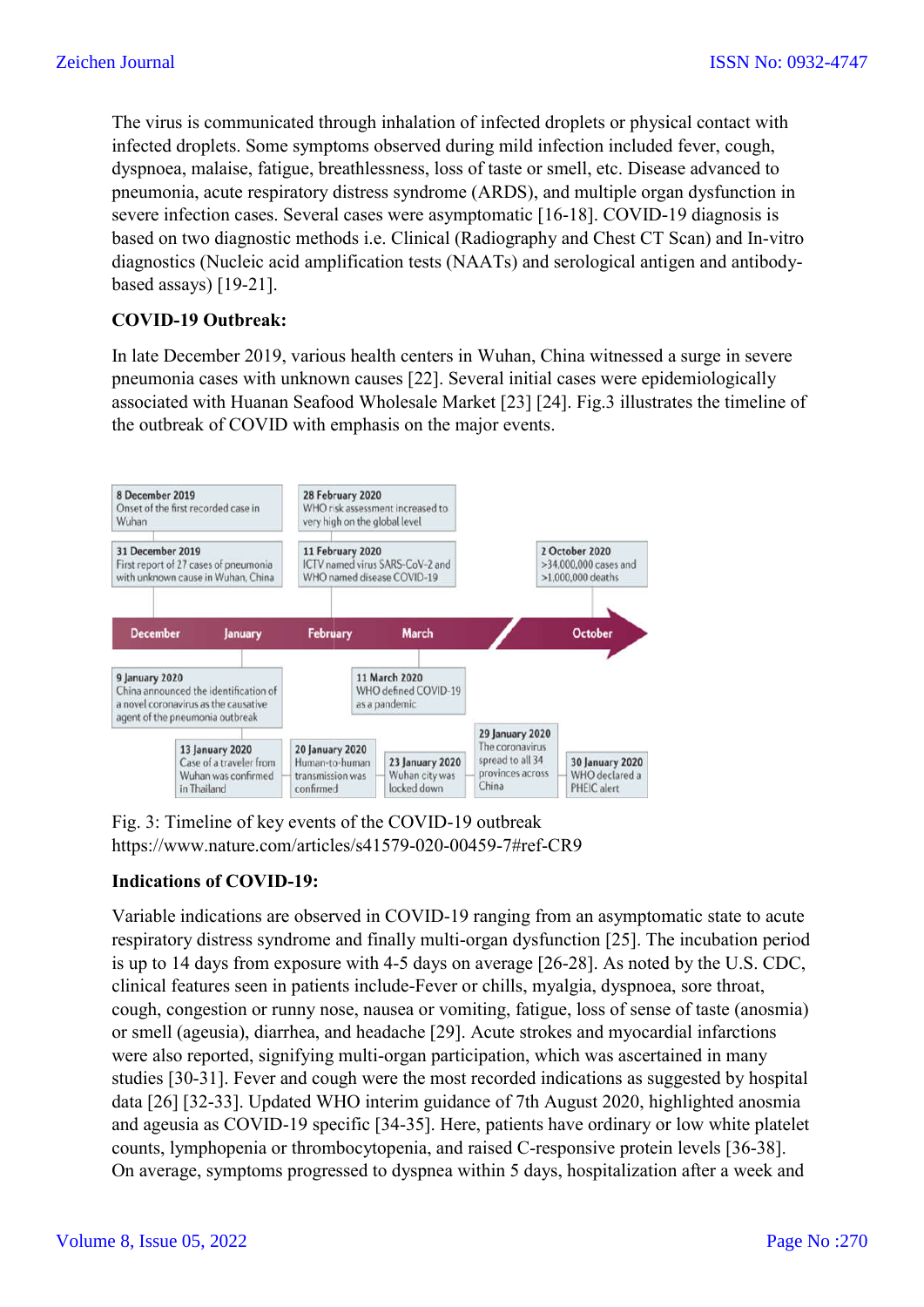The virus is communicated through inhalation of infected droplets or physical contact with infected droplets. Some symptoms observed during mild infection included fever, cough, dyspnoea, malaise, fatigue, breathlessness, loss of taste or smell, etc. Disease advanced to pneumonia, acute respiratory distress syndrome (ARDS), and multiple organ dysfunction in severe infection cases. Several cases were asymptomatic [16-18]. COVID-19 diagnosis is based on two diagnostic methods i.e. Clinical (Radiography and Chest CT Scan) and In-vitro diagnostics (Nucleic acid amplification tests (NAATs) and serological antigen and antibody-based assays) [19-21].

**COVID-19 Outbreak:**

In late December 2019, various health centers in Wuhan, China witnessed a surge in severe pneumonia cases with unknown causes [22]. Several initial cases were epidemiologically associated with Huanan Seafood Wholesale Market [23] [24]. Fig.3 illustrates the timeline of the outbreak of COVID with emphasis on the major events.

Fig. 3: Timeline of key events of the COVID-19 outbreak
https://www.nature.com/articles/s41579-020-00459-7#ref-CR9

**Indications of COVID-19:**

Variable indications are observed in COVID-19 ranging from an asymptomatic state to acute respiratory distress syndrome and finally multi-organ dysfunction [25]. The incubation period is up to 14 days from exposure with 4-5 days on average [26-28]. As noted by the U.S. CDC, clinical features seen in patients include-Fever or chills, myalgia, dyspnoea, sore throat, cough, congestion or runny nose, nausea or vomiting, fatigue, loss of sense of taste (anosmia) or smell (ageusia), diarrhea, and headache [29]. Acute strokes and myocardial infarctions were also reported, signifying multi-organ participation, which was ascertained in many studies [30-31]. Fever and cough were the most recorded indications as suggested by hospital data [26] [32-33]. Updated WHO interim guidance of 7th August 2020, highlighted anosmia and ageusia as COVID-19 specific [34-35]. Here, patients have ordinary or low white platelet counts, lymphopenia or thrombocytopenia, and raised C-responsive protein levels [36-38]. On average, symptoms progressed to dyspnea within 5 days, hospitalization after a week and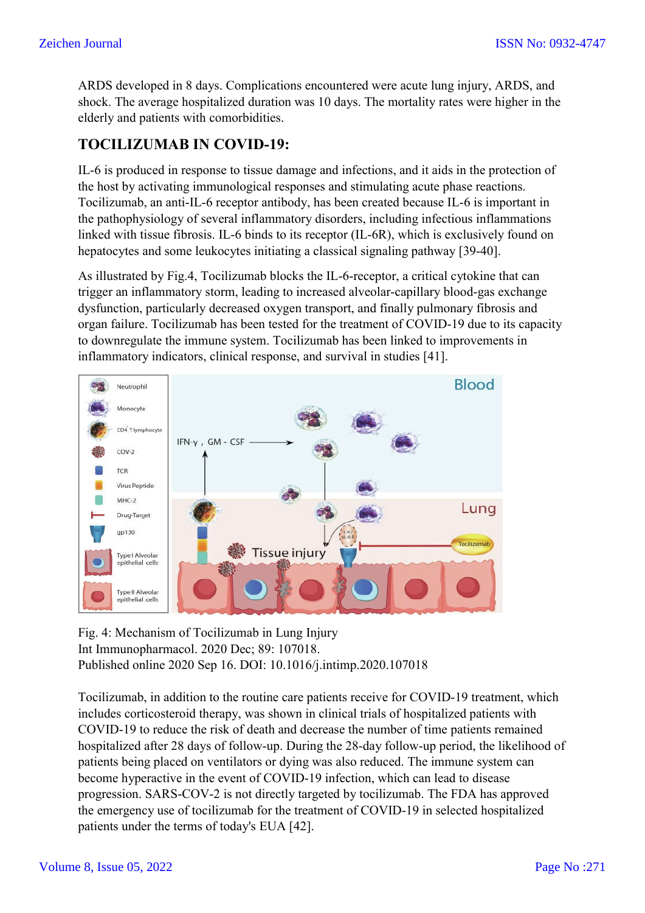ARDS developed in 8 days. Complications encountered were acute lung injury, ARDS, and shock. The average hospitalized duration was 10 days. The mortality rates were higher in the elderly and patients with comorbidities.

## TOCILIZUMAB IN COVID-19:

IL-6 is produced in response to tissue damage and infections, and it aids in the protection of the host by activating immunological responses and stimulating acute phase reactions. Tocilizumab, an anti-IL-6 receptor antibody, has been created because IL-6 is important in the pathophysiology of several inflammatory disorders, including infectious inflammations linked with tissue fibrosis. IL-6 binds to its receptor (IL-6R), which is exclusively found on hepatocytes and some leukocytes initiating a classical signaling pathway [39-40].

As illustrated by Fig.4, Tocilizumab blocks the IL-6-receptor, a critical cytokine that can trigger an inflammatory storm, leading to increased alveolar-capillary blood-gas exchange dysfunction, particularly decreased oxygen transport, and finally pulmonary fibrosis and organ failure. Tocilizumab has been tested for the treatment of COVID-19 due to its capacity to downregulate the immune system. Tocilizumab has been linked to improvements in inflammatory indicators, clinical response, and survival in studies [41].

Fig. 4: Mechanism of Tocilizumab in Lung Injury
Int Immunopharmacol. 2020 Dec; 89: 107018.
Published online 2020 Sep 16. DOI: 10.1016/j.intimp.2020.107018

Tocilizumab, in addition to the routine care patients receive for COVID-19 treatment, which includes corticosteroid therapy, was shown in clinical trials of hospitalized patients with COVID-19 to reduce the risk of death and decrease the number of time patients remained hospitalized after 28 days of follow-up. During the 28-day follow-up period, the likelihood of patients being placed on ventilators or dying was also reduced. The immune system can become hyperactive in the event of COVID-19 infection, which can lead to disease progression. SARS-COV-2 is not directly targeted by tocilizumab. The FDA has approved the emergency use of tocilizumab for the treatment of COVID-19 in selected hospitalized patients under the terms of today's EUA [42].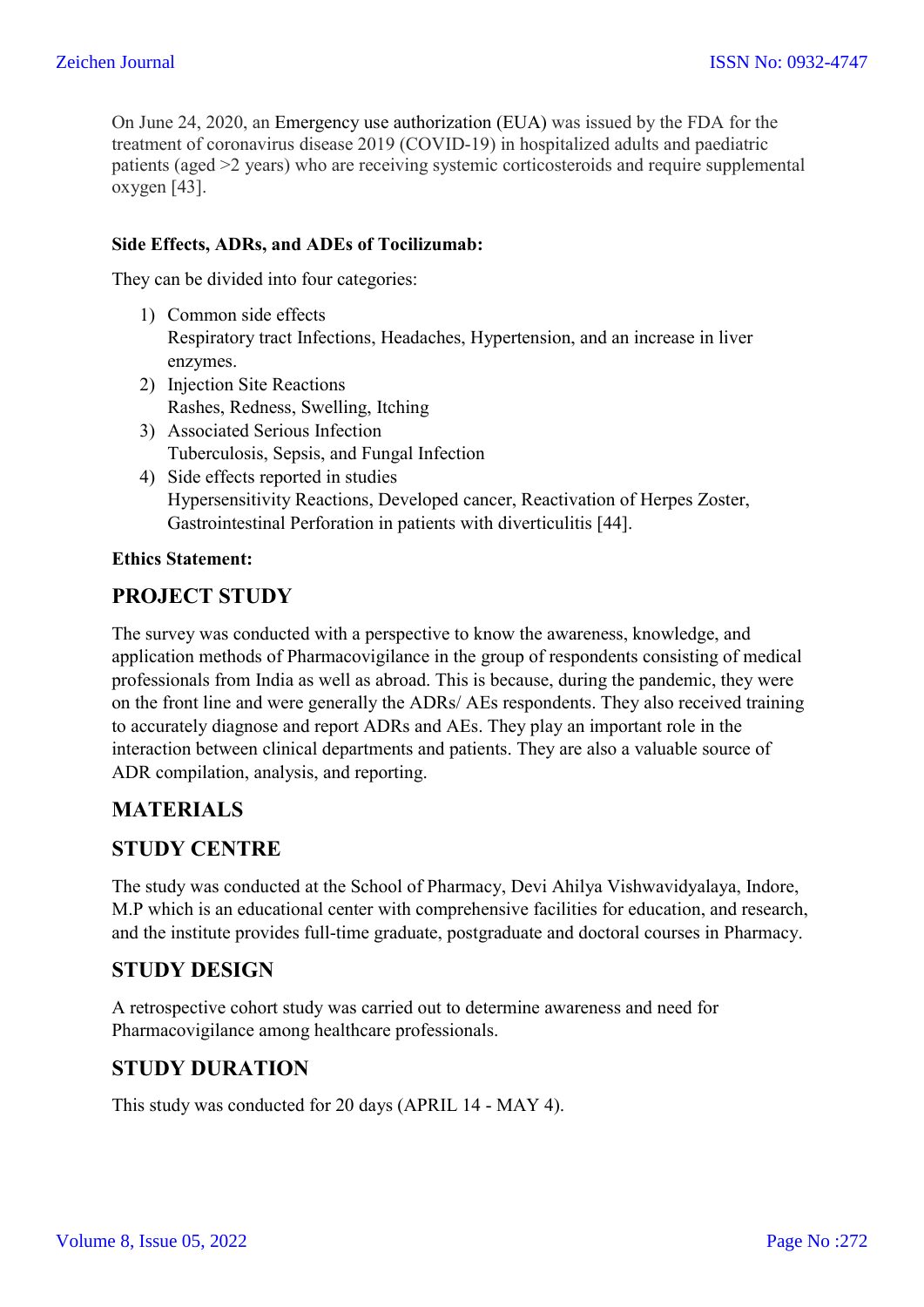On June 24, 2020, an Emergency use authorization (EUA) was issued by the FDA for the treatment of coronavirus disease 2019 (COVID-19) in hospitalized adults and paediatric patients (aged >2 years) who are receiving systemic corticosteroids and require supplemental oxygen [43].

**Side Effects, ADRs, and ADEs of Tocilizumab:**

They can be divided into four categories:

1) Common side effects
   Respiratory tract Infections, Headaches, Hypertension, and an increase in liver enzymes.
2) Injection Site Reactions
   Rashes, Redness, Swelling, Itching
3) Associated Serious Infection
   Tuberculosis, Sepsis, and Fungal Infection
4) Side effects reported in studies
   Hypersensitivity Reactions, Developed cancer, Reactivation of Herpes Zoster, Gastrointestinal Perforation in patients with diverticulitis [44].

**Ethics Statement:**

## PROJECT STUDY

The survey was conducted with a perspective to know the awareness, knowledge, and application methods of Pharmacovigilance in the group of respondents consisting of medical professionals from India as well as abroad. This is because, during the pandemic, they were on the front line and were generally the ADRs/ AEs respondents. They also received training to accurately diagnose and report ADRs and AEs. They play an important role in the interaction between clinical departments and patients. They are also a valuable source of ADR compilation, analysis, and reporting.

## MATERIALS

## STUDY CENTRE

The study was conducted at the School of Pharmacy, Devi Ahilya Vishwavidyalaya, Indore, M.P which is an educational center with comprehensive facilities for education, and research, and the institute provides full-time graduate, postgraduate and doctoral courses in Pharmacy.

## STUDY DESIGN

A retrospective cohort study was carried out to determine awareness and need for Pharmacovigilance among healthcare professionals.

## STUDY DURATION

This study was conducted for 20 days (APRIL 14 - MAY 4).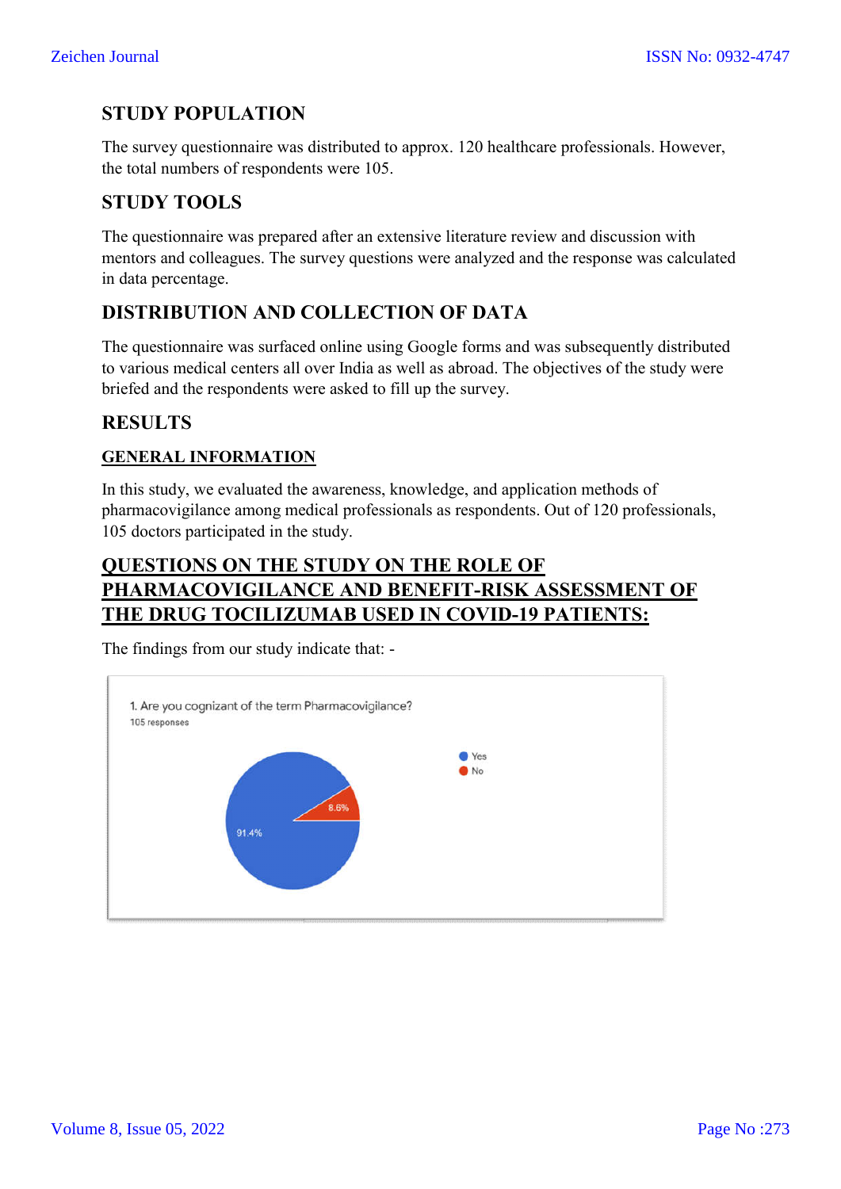## STUDY POPULATION

The survey questionnaire was distributed to approx. 120 healthcare professionals. However, the total numbers of respondents were 105.

## STUDY TOOLS

The questionnaire was prepared after an extensive literature review and discussion with mentors and colleagues. The survey questions were analyzed and the response was calculated in data percentage.

## DISTRIBUTION AND COLLECTION OF DATA

The questionnaire was surfaced online using Google forms and was subsequently distributed to various medical centers all over India as well as abroad. The objectives of the study were briefed and the respondents were asked to fill up the survey.

## RESULTS

### GENERAL INFORMATION

In this study, we evaluated the awareness, knowledge, and application methods of pharmacovigilance among medical professionals as respondents. Out of 120 professionals, 105 doctors participated in the study.

### QUESTIONS ON THE STUDY ON THE ROLE OF PHARMACOVIGILANCE AND BENEFIT-RISK ASSESSMENT OF THE DRUG TOCILIZUMAB USED IN COVID-19 PATIENTS:

The findings from our study indicate that: -

1. Are you cognizant of the term Pharmacovigilance?
105 responses

- Yes: 91.4%
- No: 8.6%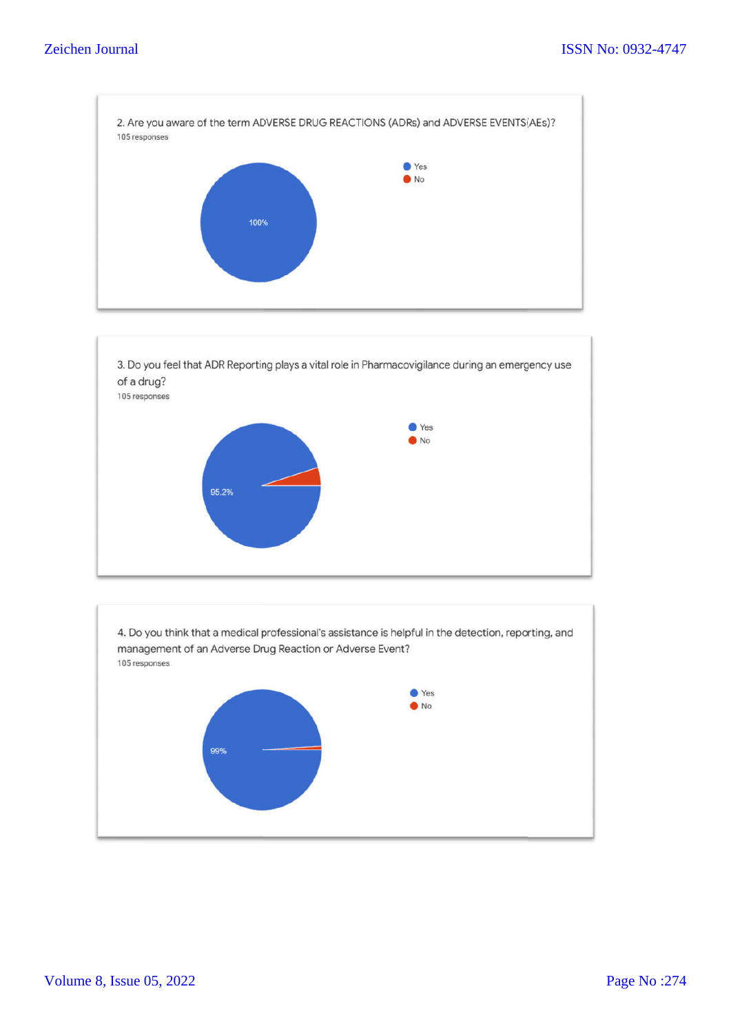2. Are you aware of the term ADVERSE DRUG REACTIONS (ADRs) and ADVERSE EVENTS(AEs)?

105 responses

- Yes
- No

100%

3. Do you feel that ADR Reporting plays a vital role in Pharmacovigilance during an emergency use of a drug?

105 responses

- Yes
- No

95.2%

4. Do you think that a medical professional's assistance is helpful in the detection, reporting, and management of an Adverse Drug Reaction or Adverse Event?

105 responses

- Yes
- No

99%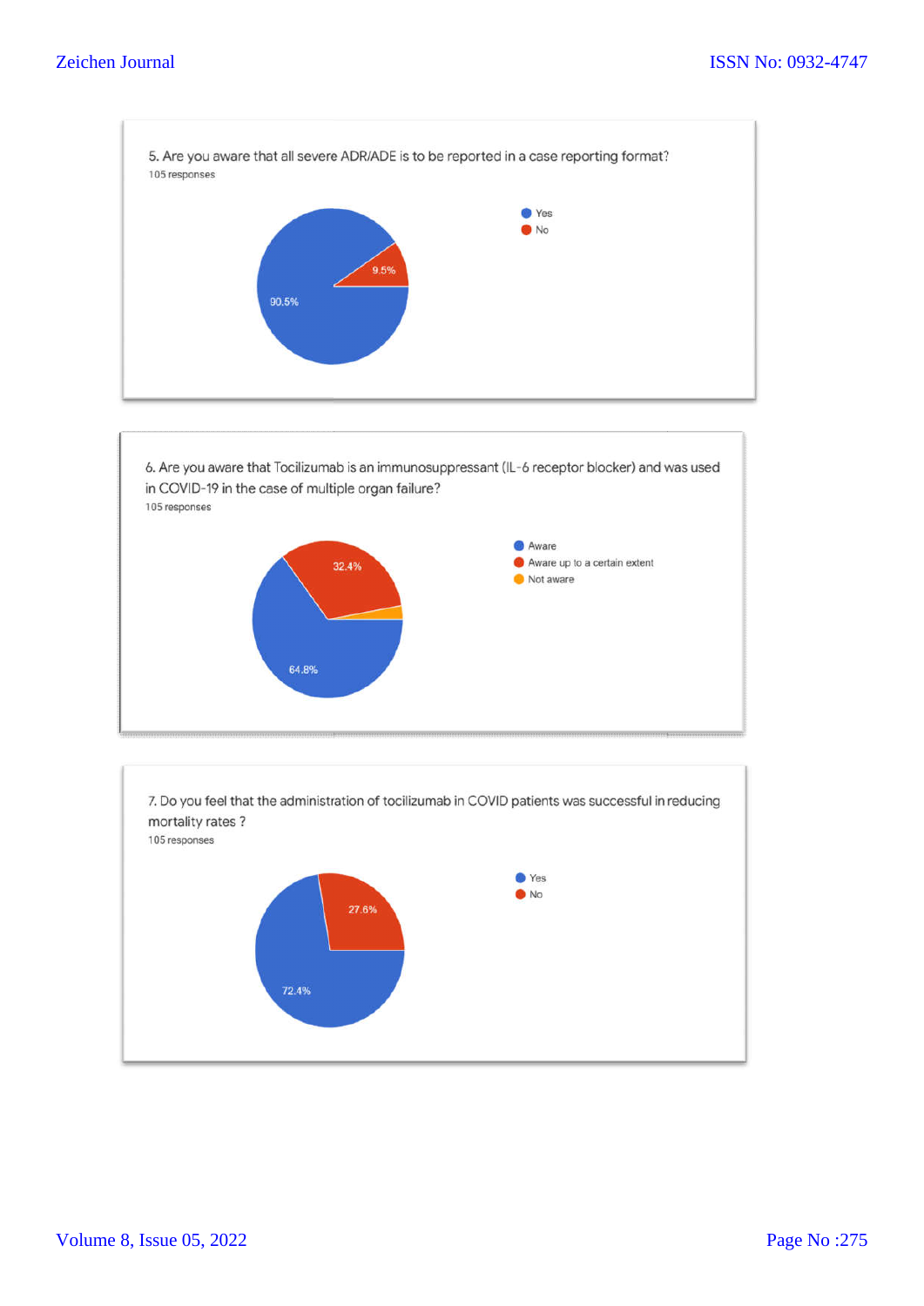5. Are you aware that all severe ADR/ADE is to be reported in a case reporting format?

105 responses

- Yes: 90.5%
- No: 9.5%

6. Are you aware that Tocilizumab is an immunosuppressant (IL-6 receptor blocker) and was used in COVID-19 in the case of multiple organ failure?

105 responses

- Aware: 64.8%
- Aware up to a certain extent: 32.4%
- Not aware

7. Do you feel that the administration of tocilizumab in COVID patients was successful in reducing mortality rates ?

105 responses

- Yes: 72.4%
- No: 27.6%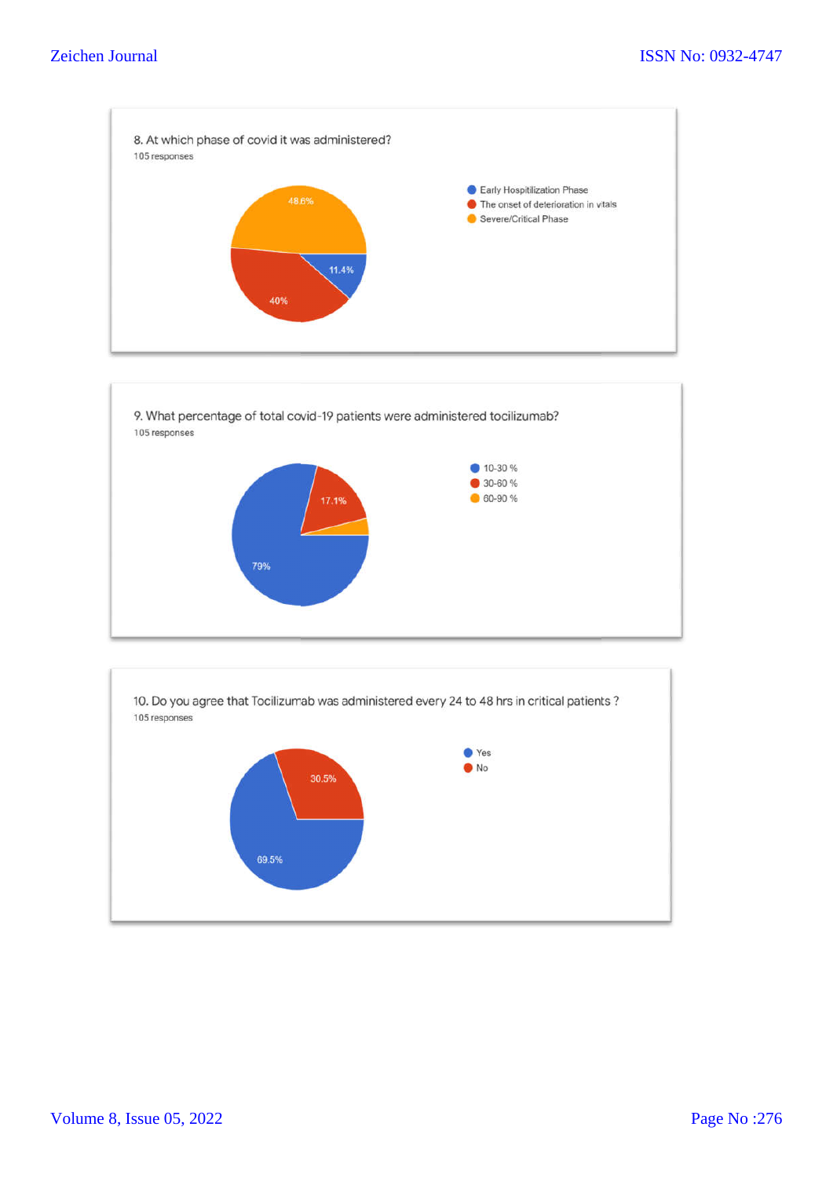8. At which phase of covid it was administered?

105 responses

- Early Hospitilization Phase: 11.4%
- The onset of deterioration in vitals: 40%
- Severe/Critical Phase: 48.6%

9. What percentage of total covid-19 patients were administered tocilizumab?

105 responses

- 10-30 %: 79%
- 30-60 %: 17.1%
- 60-90 %

10. Do you agree that Tocilizumab was administered every 24 to 48 hrs in critical patients ?

105 responses

- Yes: 69.5%
- No: 30.5%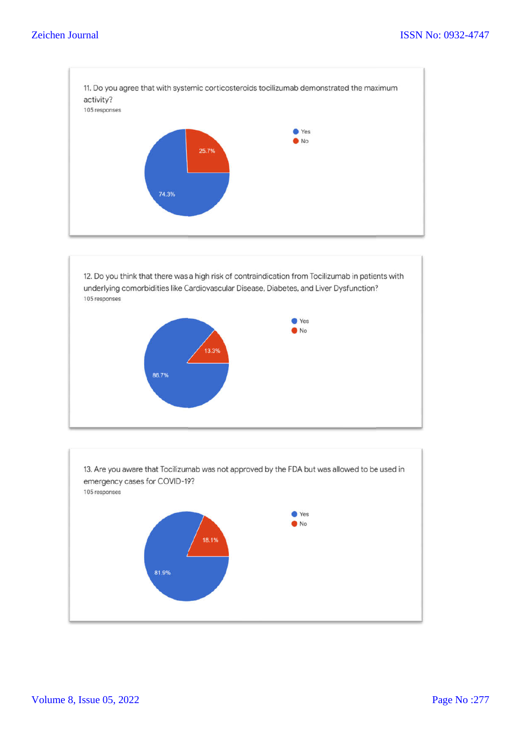11. Do you agree that with systemic corticosteroids tocilizumab demonstrated the maximum activity?

105 responses

| Response | Percentage |
|---|---|
| Yes | 74.3% |
| No | 25.7% |

12. Do you think that there was a high risk of contraindication from Tocilizumab in patients with underlying comorbidities like Cardiovascular Disease, Diabetes, and Liver Dysfunction?

105 responses

| Response | Percentage |
|---|---|
| Yes | 86.7% |
| No | 13.3% |

13. Are you aware that Tocilizumab was not approved by the FDA but was allowed to be used in emergency cases for COVID-19?

105 responses

| Response | Percentage |
|---|---|
| Yes | 81.9% |
| No | 18.1% |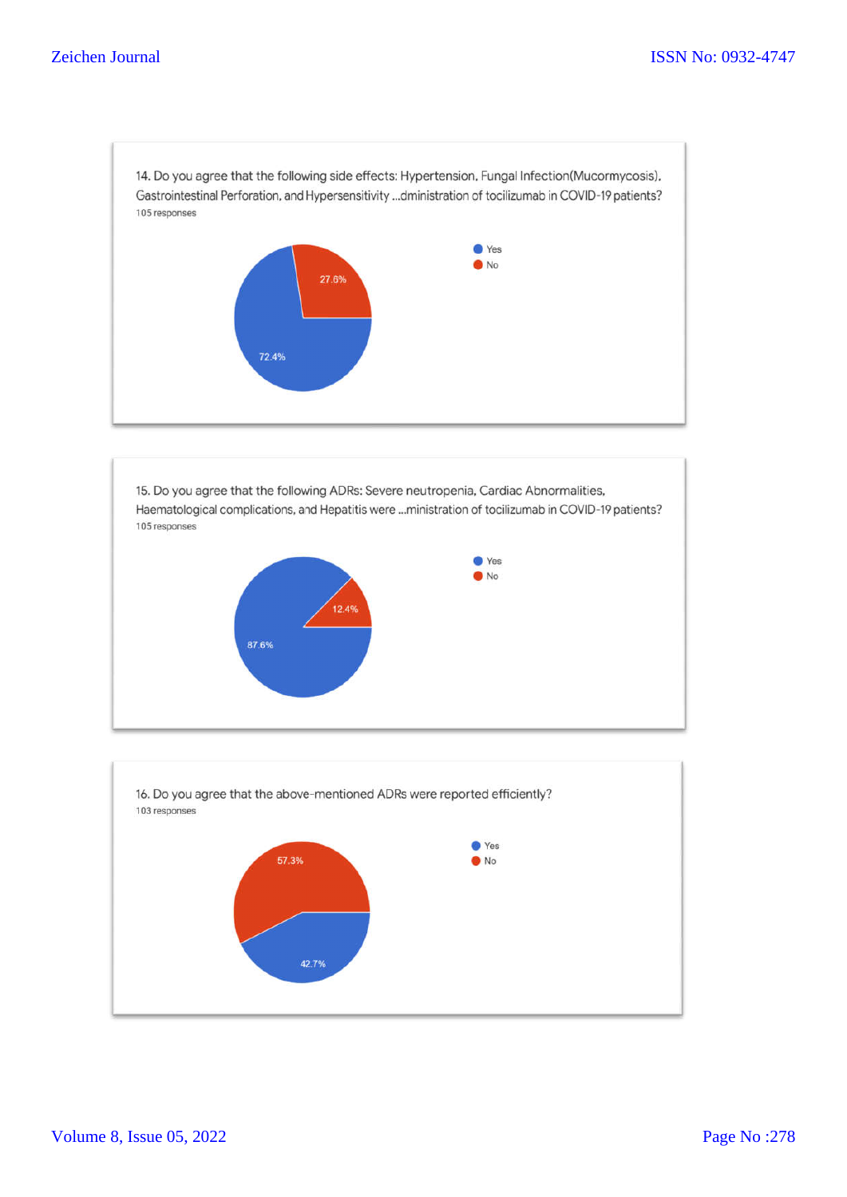14. Do you agree that the following side effects: Hypertension, Fungal Infection(Mucormycosis), Gastrointestinal Perforation, and Hypersensitivity ...dministration of tocilizumab in COVID-19 patients?

105 responses

- Yes: 72.4%
- No: 27.6%

15. Do you agree that the following ADRs: Severe neutropenia, Cardiac Abnormalities, Haematological complications, and Hepatitis were ...ministration of tocilizumab in COVID-19 patients?

105 responses

- Yes: 87.6%
- No: 12.4%

16. Do you agree that the above-mentioned ADRs were reported efficiently?

103 responses

- Yes: 42.7%
- No: 57.3%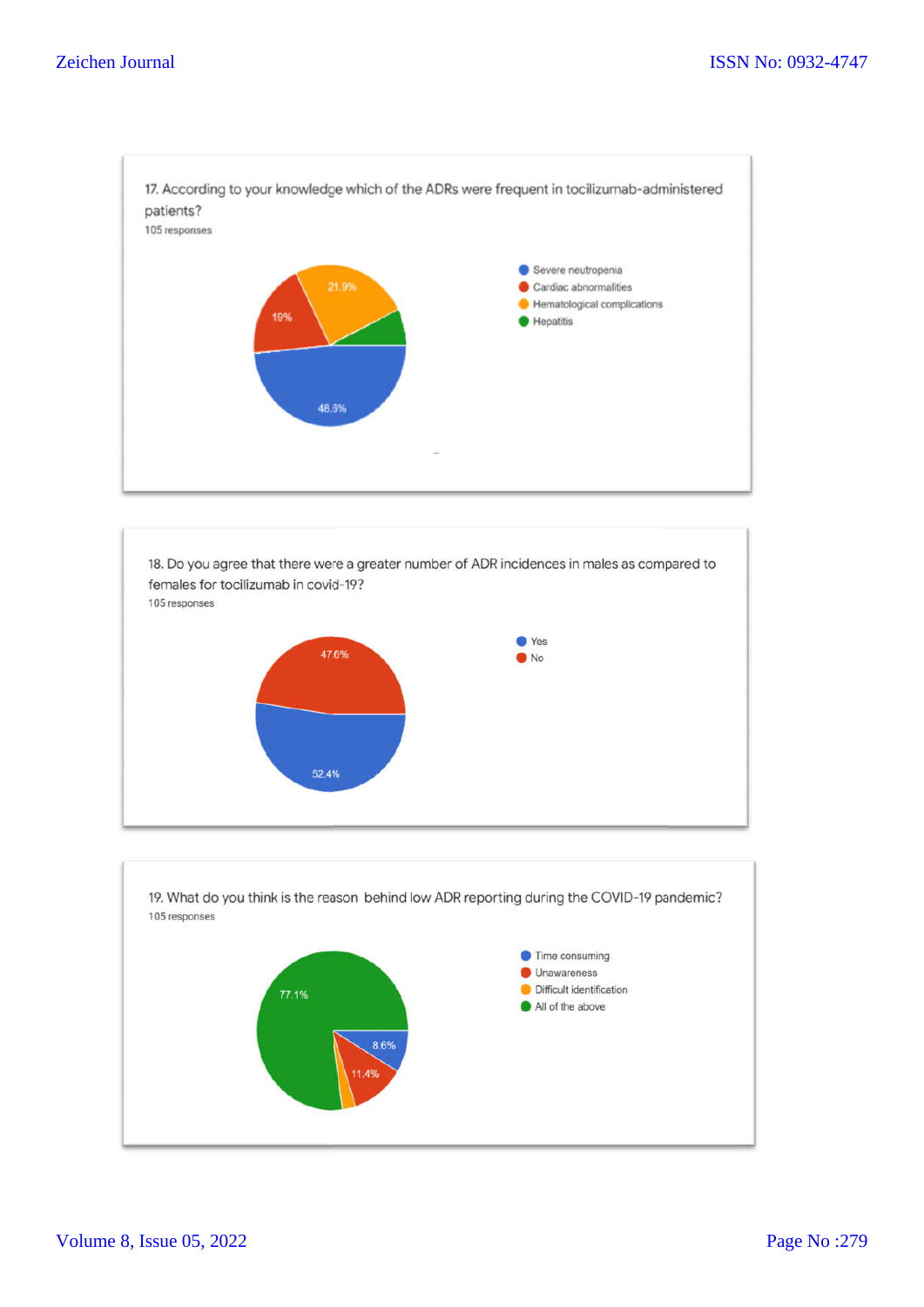17. According to your knowledge which of the ADRs were frequent in tocilizumab-administered patients?

105 responses

- Severe neutropenia: 48.6%
- Cardiac abnormalities: 19%
- Hematological complications: 21.9%
- Hepatitis

18. Do you agree that there were a greater number of ADR incidences in males as compared to females for tocilizumab in covid-19?

105 responses

- Yes: 52.4%
- No: 47.6%

19. What do you think is the reason behind low ADR reporting during the COVID-19 pandemic?

105 responses

- Time consuming: 8.6%
- Unawareness: 11.4%
- Difficult identification
- All of the above: 77.1%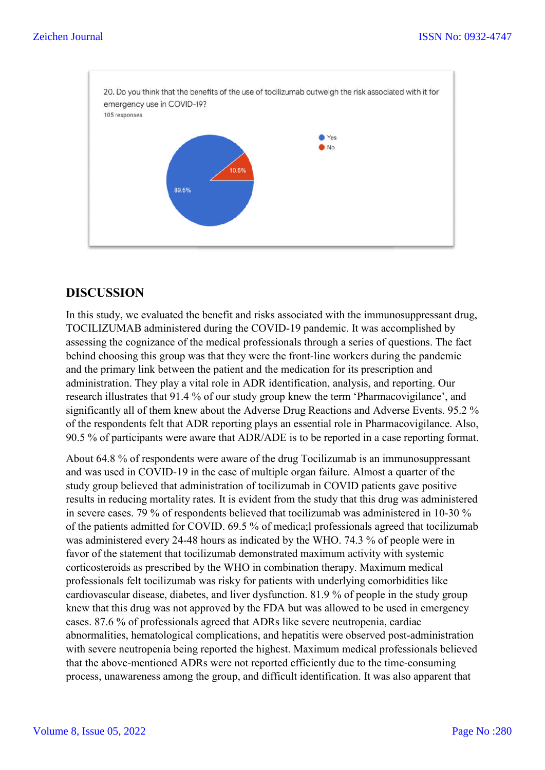20. Do you think that the benefits of the use of tocilizumab outweigh the risk associated with it for emergency use in COVID-19?

105 responses

- Yes: 89.5%
- No: 10.5%

## DISCUSSION

In this study, we evaluated the benefit and risks associated with the immunosuppressant drug, TOCILIZUMAB administered during the COVID-19 pandemic. It was accomplished by assessing the cognizance of the medical professionals through a series of questions. The fact behind choosing this group was that they were the front-line workers during the pandemic and the primary link between the patient and the medication for its prescription and administration. They play a vital role in ADR identification, analysis, and reporting. Our research illustrates that 91.4 % of our study group knew the term 'Pharmacovigilance', and significantly all of them knew about the Adverse Drug Reactions and Adverse Events. 95.2 % of the respondents felt that ADR reporting plays an essential role in Pharmacovigilance. Also, 90.5 % of participants were aware that ADR/ADE is to be reported in a case reporting format.

About 64.8 % of respondents were aware of the drug Tocilizumab is an immunosuppressant and was used in COVID-19 in the case of multiple organ failure. Almost a quarter of the study group believed that administration of tocilizumab in COVID patients gave positive results in reducing mortality rates. It is evident from the study that this drug was administered in severe cases. 79 % of respondents believed that tocilizumab was administered in 10-30 % of the patients admitted for COVID. 69.5 % of medica;l professionals agreed that tocilizumab was administered every 24-48 hours as indicated by the WHO. 74.3 % of people were in favor of the statement that tocilizumab demonstrated maximum activity with systemic corticosteroids as prescribed by the WHO in combination therapy. Maximum medical professionals felt tocilizumab was risky for patients with underlying comorbidities like cardiovascular disease, diabetes, and liver dysfunction. 81.9 % of people in the study group knew that this drug was not approved by the FDA but was allowed to be used in emergency cases. 87.6 % of professionals agreed that ADRs like severe neutropenia, cardiac abnormalities, hematological complications, and hepatitis were observed post-administration with severe neutropenia being reported the highest. Maximum medical professionals believed that the above-mentioned ADRs were not reported efficiently due to the time-consuming process, unawareness among the group, and difficult identification. It was also apparent that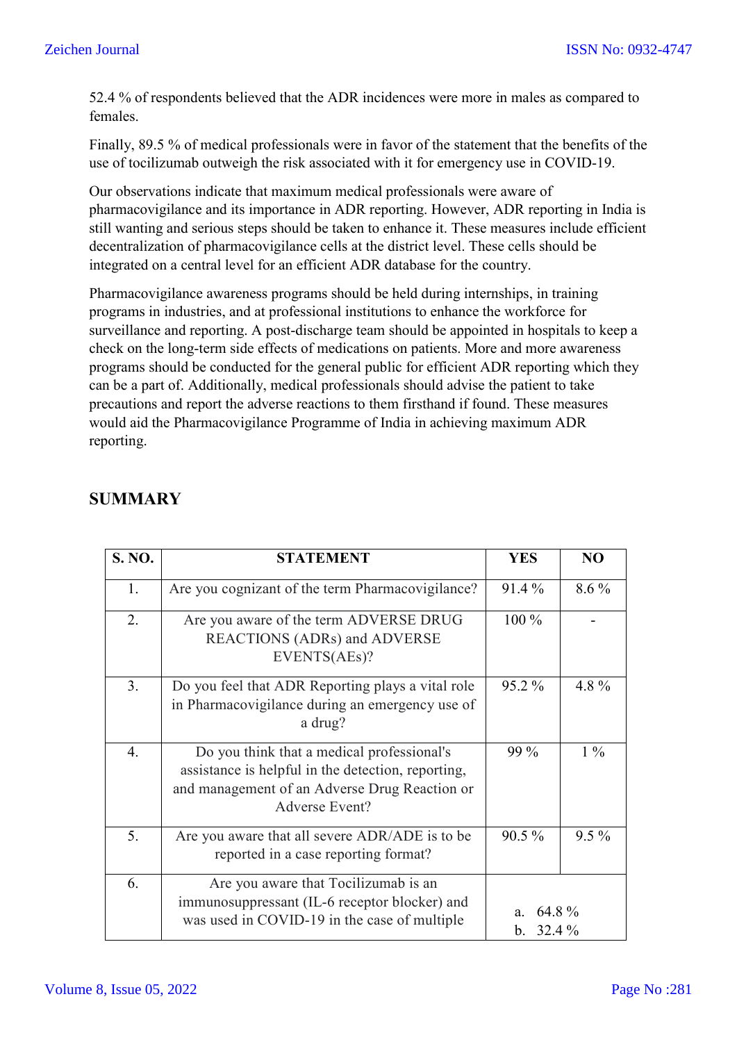52.4 % of respondents believed that the ADR incidences were more in males as compared to females.

Finally, 89.5 % of medical professionals were in favor of the statement that the benefits of the use of tocilizumab outweigh the risk associated with it for emergency use in COVID-19.

Our observations indicate that maximum medical professionals were aware of pharmacovigilance and its importance in ADR reporting. However, ADR reporting in India is still wanting and serious steps should be taken to enhance it. These measures include efficient decentralization of pharmacovigilance cells at the district level. These cells should be integrated on a central level for an efficient ADR database for the country.

Pharmacovigilance awareness programs should be held during internships, in training programs in industries, and at professional institutions to enhance the workforce for surveillance and reporting. A post-discharge team should be appointed in hospitals to keep a check on the long-term side effects of medications on patients. More and more awareness programs should be conducted for the general public for efficient ADR reporting which they can be a part of. Additionally, medical professionals should advise the patient to take precautions and report the adverse reactions to them firsthand if found. These measures would aid the Pharmacovigilance Programme of India in achieving maximum ADR reporting.

## SUMMARY

| S. NO. | STATEMENT | YES | NO |
|---|---|---|---|
| 1. | Are you cognizant of the term Pharmacovigilance? | 91.4 % | 8.6 % |
| 2. | Are you aware of the term ADVERSE DRUG REACTIONS (ADRs) and ADVERSE EVENTS(AEs)? | 100 % | - |
| 3. | Do you feel that ADR Reporting plays a vital role in Pharmacovigilance during an emergency use of a drug? | 95.2 % | 4.8 % |
| 4. | Do you think that a medical professional's assistance is helpful in the detection, reporting, and management of an Adverse Drug Reaction or Adverse Event? | 99 % | 1 % |
| 5. | Are you aware that all severe ADR/ADE is to be reported in a case reporting format? | 90.5 % | 9.5 % |
| 6. | Are you aware that Tocilizumab is an immunosuppressant (IL-6 receptor blocker) and was used in COVID-19 in the case of multiple | a. 64.8 %<br>b. 32.4 % | |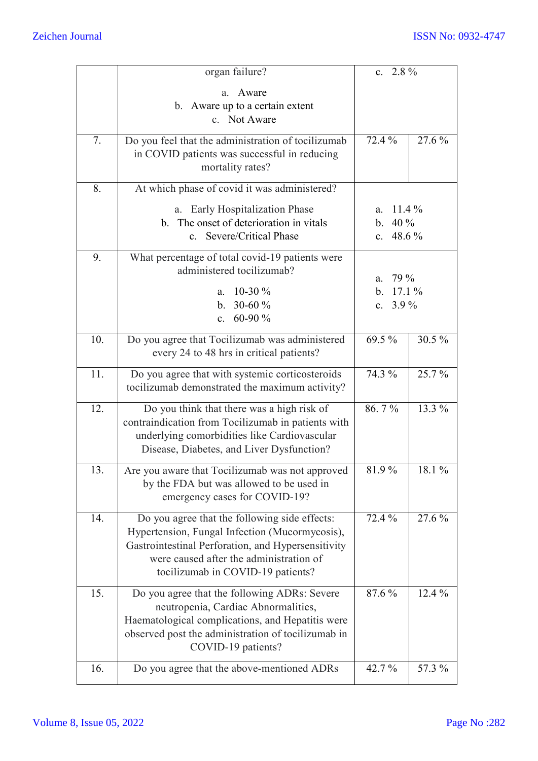| | | | |
|---|---|---|---|
| | organ failure?<br>a. Aware<br>b. Aware up to a certain extent<br>c. Not Aware | c. 2.8 % | |
| 7. | Do you feel that the administration of tocilizumab in COVID patients was successful in reducing mortality rates? | 72.4 % | 27.6 % |
| 8. | At which phase of covid it was administered?<br>a. Early Hospitalization Phase<br>b. The onset of deterioration in vitals<br>c. Severe/Critical Phase | a. 11.4 %<br>b. 40 %<br>c. 48.6 % | |
| 9. | What percentage of total covid-19 patients were administered tocilizumab?<br>a. 10-30 %<br>b. 30-60 %<br>c. 60-90 % | a. 79 %<br>b. 17.1 %<br>c. 3.9 % | |
| 10. | Do you agree that Tocilizumab was administered every 24 to 48 hrs in critical patients? | 69.5 % | 30.5 % |
| 11. | Do you agree that with systemic corticosteroids tocilizumab demonstrated the maximum activity? | 74.3 % | 25.7 % |
| 12. | Do you think that there was a high risk of contraindication from Tocilizumab in patients with underlying comorbidities like Cardiovascular Disease, Diabetes, and Liver Dysfunction? | 86. 7 % | 13.3 % |
| 13. | Are you aware that Tocilizumab was not approved by the FDA but was allowed to be used in emergency cases for COVID-19? | 81.9 % | 18.1 % |
| 14. | Do you agree that the following side effects: Hypertension, Fungal Infection (Mucormycosis), Gastrointestinal Perforation, and Hypersensitivity were caused after the administration of tocilizumab in COVID-19 patients? | 72.4 % | 27.6 % |
| 15. | Do you agree that the following ADRs: Severe neutropenia, Cardiac Abnormalities, Haematological complications, and Hepatitis were observed post the administration of tocilizumab in COVID-19 patients? | 87.6 % | 12.4 % |
| 16. | Do you agree that the above-mentioned ADRs | 42.7 % | 57.3 % |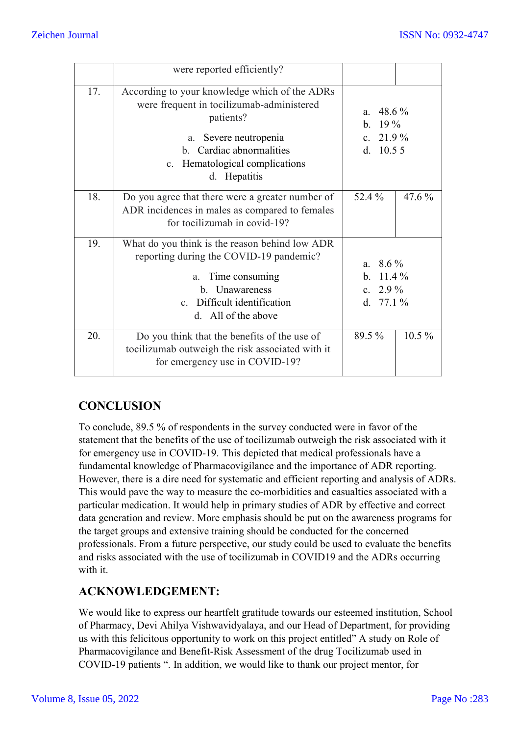| | were reported efficiently? | | |
|---|---|---|---|
| 17. | According to your knowledge which of the ADRs were frequent in tocilizumab-administered patients?<br><br>a. Severe neutropenia<br>b. Cardiac abnormalities<br>c. Hematological complications<br>d. Hepatitis | a. 48.6 %<br>b. 19 %<br>c. 21.9 %<br>d. 10.5 5 | |
| 18. | Do you agree that there were a greater number of ADR incidences in males as compared to females for tocilizumab in covid-19? | 52.4 % | 47.6 % |
| 19. | What do you think is the reason behind low ADR reporting during the COVID-19 pandemic?<br><br>a. Time consuming<br>b. Unawareness<br>c. Difficult identification<br>d. All of the above | a. 8.6 %<br>b. 11.4 %<br>c. 2.9 %<br>d. 77.1 % | |
| 20. | Do you think that the benefits of the use of tocilizumab outweigh the risk associated with it for emergency use in COVID-19? | 89.5 % | 10.5 % |

## CONCLUSION

To conclude, 89.5 % of respondents in the survey conducted were in favor of the statement that the benefits of the use of tocilizumab outweigh the risk associated with it for emergency use in COVID-19. This depicted that medical professionals have a fundamental knowledge of Pharmacovigilance and the importance of ADR reporting. However, there is a dire need for systematic and efficient reporting and analysis of ADRs. This would pave the way to measure the co-morbidities and casualties associated with a particular medication. It would help in primary studies of ADR by effective and correct data generation and review. More emphasis should be put on the awareness programs for the target groups and extensive training should be conducted for the concerned professionals. From a future perspective, our study could be used to evaluate the benefits and risks associated with the use of tocilizumab in COVID19 and the ADRs occurring with it.

## ACKNOWLEDGEMENT:

We would like to express our heartfelt gratitude towards our esteemed institution, School of Pharmacy, Devi Ahilya Vishwavidyalaya, and our Head of Department, for providing us with this felicitous opportunity to work on this project entitled" A study on Role of Pharmacovigilance and Benefit-Risk Assessment of the drug Tocilizumab used in COVID-19 patients ". In addition, we would like to thank our project mentor, for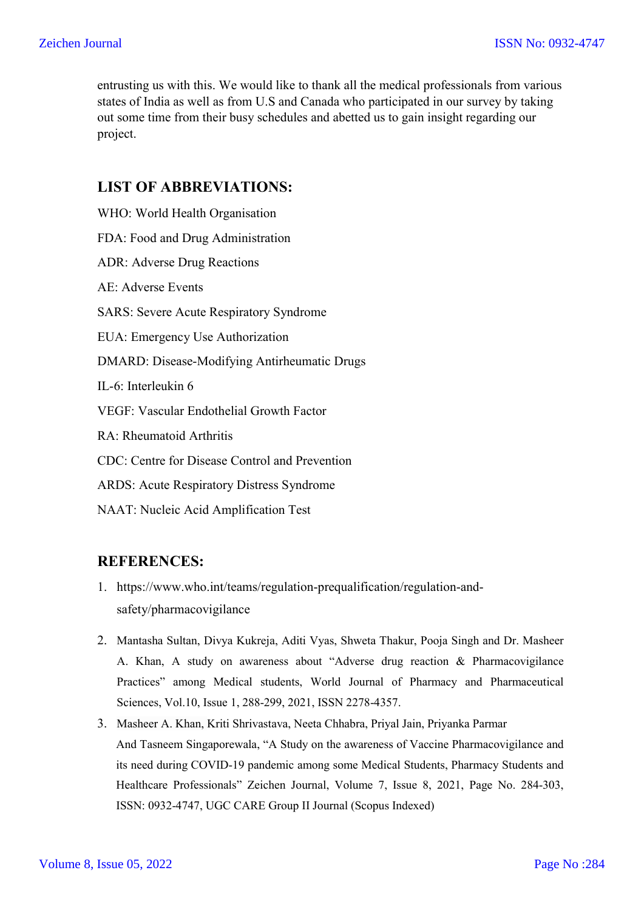entrusting us with this. We would like to thank all the medical professionals from various states of India as well as from U.S and Canada who participated in our survey by taking out some time from their busy schedules and abetted us to gain insight regarding our project.

## LIST OF ABBREVIATIONS:

WHO: World Health Organisation

FDA: Food and Drug Administration

ADR: Adverse Drug Reactions

AE: Adverse Events

SARS: Severe Acute Respiratory Syndrome

EUA: Emergency Use Authorization

DMARD: Disease-Modifying Antirheumatic Drugs

IL-6: Interleukin 6

VEGF: Vascular Endothelial Growth Factor

RA: Rheumatoid Arthritis

CDC: Centre for Disease Control and Prevention

ARDS: Acute Respiratory Distress Syndrome

NAAT: Nucleic Acid Amplification Test

## REFERENCES:

1. https://www.who.int/teams/regulation-prequalification/regulation-and-safety/pharmacovigilance
2. Mantasha Sultan, Divya Kukreja, Aditi Vyas, Shweta Thakur, Pooja Singh and Dr. Masheer A. Khan, A study on awareness about "Adverse drug reaction & Pharmacovigilance Practices" among Medical students, World Journal of Pharmacy and Pharmaceutical Sciences, Vol.10, Issue 1, 288-299, 2021, ISSN 2278-4357.
3. Masheer A. Khan, Kriti Shrivastava, Neeta Chhabra, Priyal Jain, Priyanka Parmar And Tasneem Singaporewala, "A Study on the awareness of Vaccine Pharmacovigilance and its need during COVID-19 pandemic among some Medical Students, Pharmacy Students and Healthcare Professionals" Zeichen Journal, Volume 7, Issue 8, 2021, Page No. 284-303, ISSN: 0932-4747, UGC CARE Group II Journal (Scopus Indexed)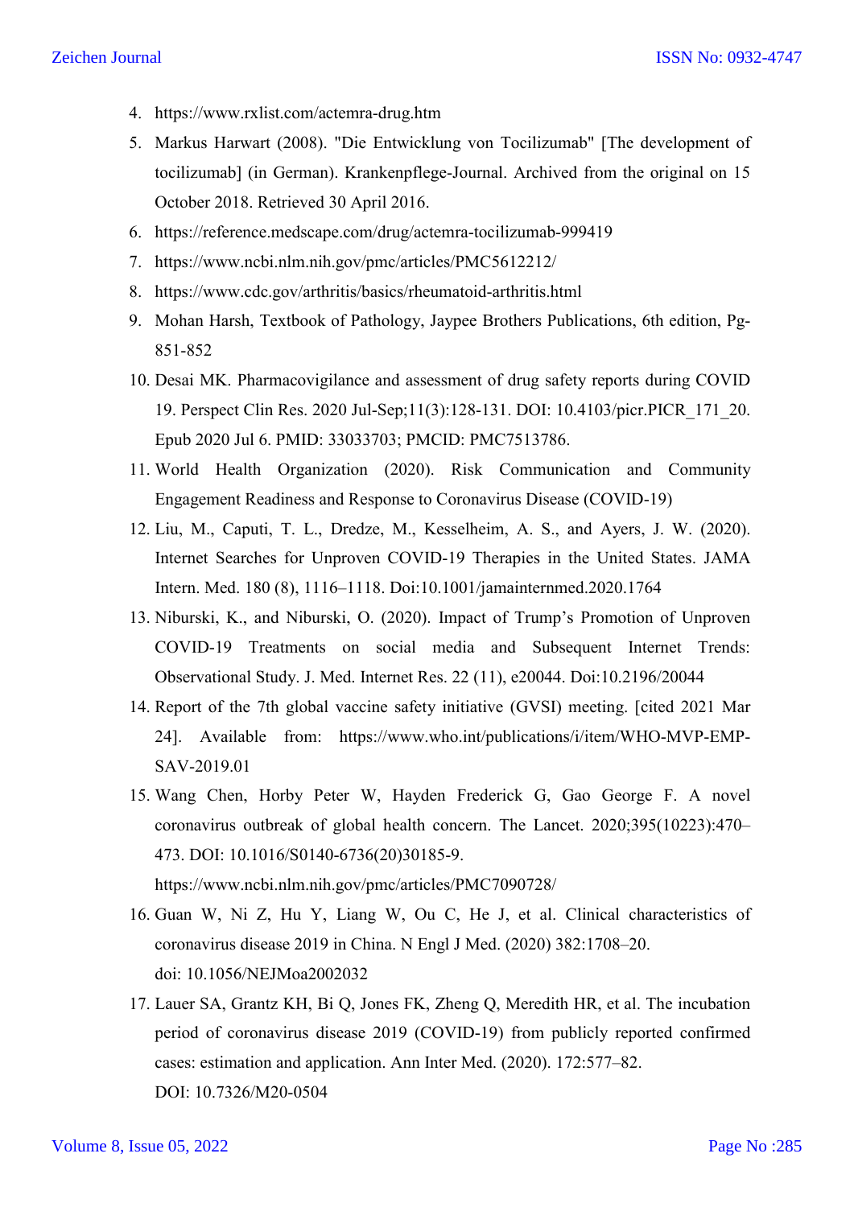4. https://www.rxlist.com/actemra-drug.htm
5. Markus Harwart (2008). "Die Entwicklung von Tocilizumab" [The development of tocilizumab] (in German). Krankenpflege-Journal. Archived from the original on 15 October 2018. Retrieved 30 April 2016.
6. https://reference.medscape.com/drug/actemra-tocilizumab-999419
7. https://www.ncbi.nlm.nih.gov/pmc/articles/PMC5612212/
8. https://www.cdc.gov/arthritis/basics/rheumatoid-arthritis.html
9. Mohan Harsh, Textbook of Pathology, Jaypee Brothers Publications, 6th edition, Pg-851-852
10. Desai MK. Pharmacovigilance and assessment of drug safety reports during COVID 19. Perspect Clin Res. 2020 Jul-Sep;11(3):128-131. DOI: 10.4103/picr.PICR_171_20. Epub 2020 Jul 6. PMID: 33033703; PMCID: PMC7513786.
11. World Health Organization (2020). Risk Communication and Community Engagement Readiness and Response to Coronavirus Disease (COVID-19)
12. Liu, M., Caputi, T. L., Dredze, M., Kesselheim, A. S., and Ayers, J. W. (2020). Internet Searches for Unproven COVID-19 Therapies in the United States. JAMA Intern. Med. 180 (8), 1116–1118. Doi:10.1001/jamainternmed.2020.1764
13. Niburski, K., and Niburski, O. (2020). Impact of Trump's Promotion of Unproven COVID-19 Treatments on social media and Subsequent Internet Trends: Observational Study. J. Med. Internet Res. 22 (11), e20044. Doi:10.2196/20044
14. Report of the 7th global vaccine safety initiative (GVSI) meeting. [cited 2021 Mar 24]. Available from: https://www.who.int/publications/i/item/WHO-MVP-EMP-SAV-2019.01
15. Wang Chen, Horby Peter W, Hayden Frederick G, Gao George F. A novel coronavirus outbreak of global health concern. The Lancet. 2020;395(10223):470–473. DOI: 10.1016/S0140-6736(20)30185-9.
    https://www.ncbi.nlm.nih.gov/pmc/articles/PMC7090728/
16. Guan W, Ni Z, Hu Y, Liang W, Ou C, He J, et al. Clinical characteristics of coronavirus disease 2019 in China. N Engl J Med. (2020) 382:1708–20.
    doi: 10.1056/NEJMoa2002032
17. Lauer SA, Grantz KH, Bi Q, Jones FK, Zheng Q, Meredith HR, et al. The incubation period of coronavirus disease 2019 (COVID-19) from publicly reported confirmed cases: estimation and application. Ann Inter Med. (2020). 172:577–82.
    DOI: 10.7326/M20-0504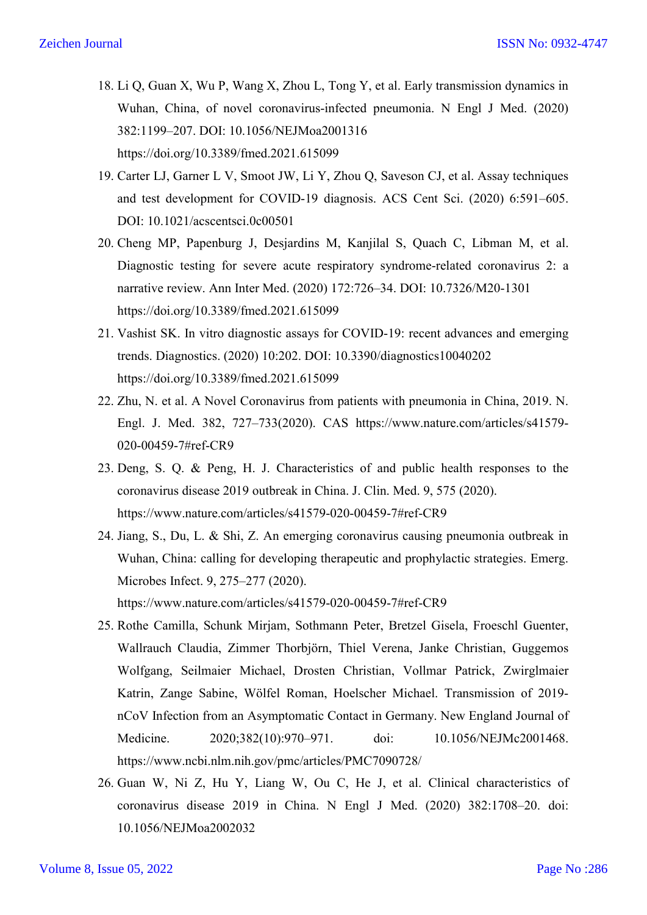18. Li Q, Guan X, Wu P, Wang X, Zhou L, Tong Y, et al. Early transmission dynamics in Wuhan, China, of novel coronavirus-infected pneumonia. N Engl J Med. (2020) 382:1199–207. DOI: 10.1056/NEJMoa2001316 https://doi.org/10.3389/fmed.2021.615099
19. Carter LJ, Garner L V, Smoot JW, Li Y, Zhou Q, Saveson CJ, et al. Assay techniques and test development for COVID-19 diagnosis. ACS Cent Sci. (2020) 6:591–605. DOI: 10.1021/acscentsci.0c00501
20. Cheng MP, Papenburg J, Desjardins M, Kanjilal S, Quach C, Libman M, et al. Diagnostic testing for severe acute respiratory syndrome-related coronavirus 2: a narrative review. Ann Inter Med. (2020) 172:726–34. DOI: 10.7326/M20-1301 https://doi.org/10.3389/fmed.2021.615099
21. Vashist SK. In vitro diagnostic assays for COVID-19: recent advances and emerging trends. Diagnostics. (2020) 10:202. DOI: 10.3390/diagnostics10040202 https://doi.org/10.3389/fmed.2021.615099
22. Zhu, N. et al. A Novel Coronavirus from patients with pneumonia in China, 2019. N. Engl. J. Med. 382, 727–733(2020). CAS https://www.nature.com/articles/s41579-020-00459-7#ref-CR9
23. Deng, S. Q. & Peng, H. J. Characteristics of and public health responses to the coronavirus disease 2019 outbreak in China. J. Clin. Med. 9, 575 (2020). https://www.nature.com/articles/s41579-020-00459-7#ref-CR9
24. Jiang, S., Du, L. & Shi, Z. An emerging coronavirus causing pneumonia outbreak in Wuhan, China: calling for developing therapeutic and prophylactic strategies. Emerg. Microbes Infect. 9, 275–277 (2020). https://www.nature.com/articles/s41579-020-00459-7#ref-CR9
25. Rothe Camilla, Schunk Mirjam, Sothmann Peter, Bretzel Gisela, Froeschl Guenter, Wallrauch Claudia, Zimmer Thorbjörn, Thiel Verena, Janke Christian, Guggemos Wolfgang, Seilmaier Michael, Drosten Christian, Vollmar Patrick, Zwirglmaier Katrin, Zange Sabine, Wölfel Roman, Hoelscher Michael. Transmission of 2019-nCoV Infection from an Asymptomatic Contact in Germany. New England Journal of Medicine. 2020;382(10):970–971. doi: 10.1056/NEJMc2001468. https://www.ncbi.nlm.nih.gov/pmc/articles/PMC7090728/
26. Guan W, Ni Z, Hu Y, Liang W, Ou C, He J, et al. Clinical characteristics of coronavirus disease 2019 in China. N Engl J Med. (2020) 382:1708–20. doi: 10.1056/NEJMoa2002032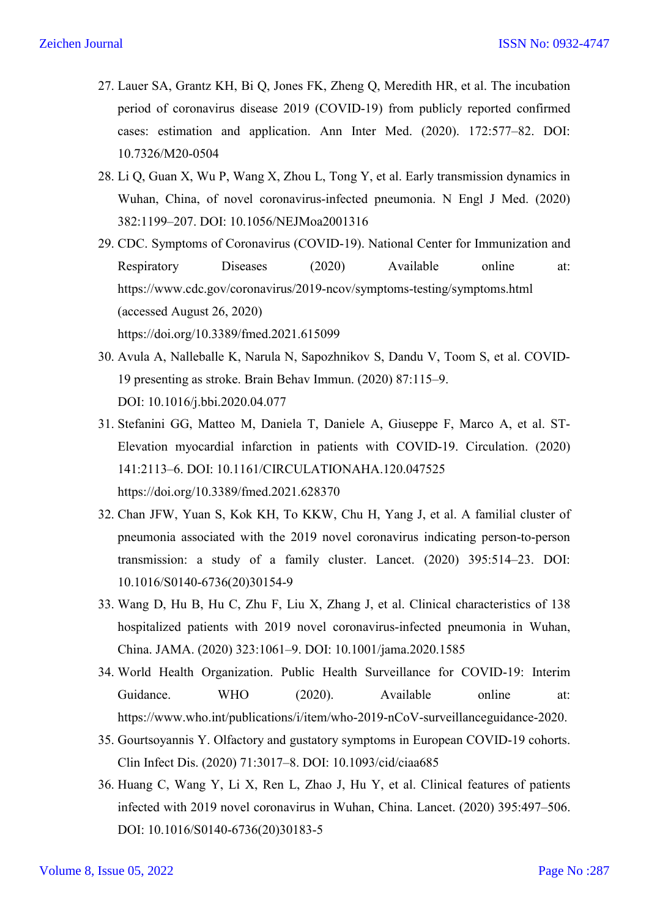27. Lauer SA, Grantz KH, Bi Q, Jones FK, Zheng Q, Meredith HR, et al. The incubation period of coronavirus disease 2019 (COVID-19) from publicly reported confirmed cases: estimation and application. Ann Inter Med. (2020). 172:577–82. DOI: 10.7326/M20-0504
28. Li Q, Guan X, Wu P, Wang X, Zhou L, Tong Y, et al. Early transmission dynamics in Wuhan, China, of novel coronavirus-infected pneumonia. N Engl J Med. (2020) 382:1199–207. DOI: 10.1056/NEJMoa2001316
29. CDC. Symptoms of Coronavirus (COVID-19). National Center for Immunization and Respiratory Diseases (2020) Available online at: https://www.cdc.gov/coronavirus/2019-ncov/symptoms-testing/symptoms.html (accessed August 26, 2020)
   https://doi.org/10.3389/fmed.2021.615099
30. Avula A, Nalleballe K, Narula N, Sapozhnikov S, Dandu V, Toom S, et al. COVID-19 presenting as stroke. Brain Behav Immun. (2020) 87:115–9.
   DOI: 10.1016/j.bbi.2020.04.077
31. Stefanini GG, Matteo M, Daniela T, Daniele A, Giuseppe F, Marco A, et al. ST-Elevation myocardial infarction in patients with COVID-19. Circulation. (2020) 141:2113–6. DOI: 10.1161/CIRCULATIONAHA.120.047525
   https://doi.org/10.3389/fmed.2021.628370
32. Chan JFW, Yuan S, Kok KH, To KKW, Chu H, Yang J, et al. A familial cluster of pneumonia associated with the 2019 novel coronavirus indicating person-to-person transmission: a study of a family cluster. Lancet. (2020) 395:514–23. DOI: 10.1016/S0140-6736(20)30154-9
33. Wang D, Hu B, Hu C, Zhu F, Liu X, Zhang J, et al. Clinical characteristics of 138 hospitalized patients with 2019 novel coronavirus-infected pneumonia in Wuhan, China. JAMA. (2020) 323:1061–9. DOI: 10.1001/jama.2020.1585
34. World Health Organization. Public Health Surveillance for COVID-19: Interim Guidance. WHO (2020). Available online at: https://www.who.int/publications/i/item/who-2019-nCoV-surveillanceguidance-2020.
35. Gourtsoyannis Y. Olfactory and gustatory symptoms in European COVID-19 cohorts. Clin Infect Dis. (2020) 71:3017–8. DOI: 10.1093/cid/ciaa685
36. Huang C, Wang Y, Li X, Ren L, Zhao J, Hu Y, et al. Clinical features of patients infected with 2019 novel coronavirus in Wuhan, China. Lancet. (2020) 395:497–506. DOI: 10.1016/S0140-6736(20)30183-5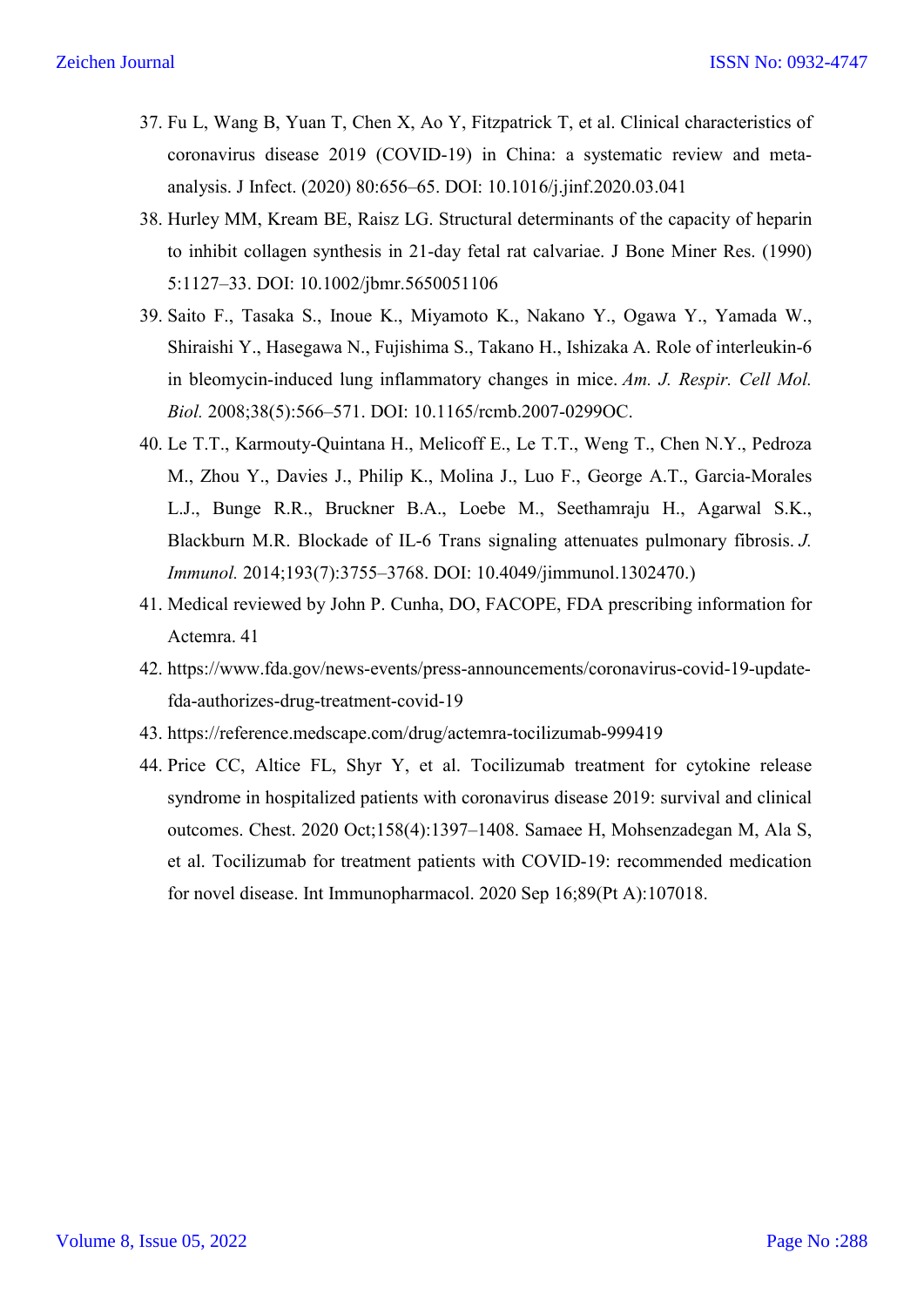37. Fu L, Wang B, Yuan T, Chen X, Ao Y, Fitzpatrick T, et al. Clinical characteristics of coronavirus disease 2019 (COVID-19) in China: a systematic review and meta-analysis. J Infect. (2020) 80:656–65. DOI: 10.1016/j.jinf.2020.03.041
38. Hurley MM, Kream BE, Raisz LG. Structural determinants of the capacity of heparin to inhibit collagen synthesis in 21-day fetal rat calvariae. J Bone Miner Res. (1990) 5:1127–33. DOI: 10.1002/jbmr.5650051106
39. Saito F., Tasaka S., Inoue K., Miyamoto K., Nakano Y., Ogawa Y., Yamada W., Shiraishi Y., Hasegawa N., Fujishima S., Takano H., Ishizaka A. Role of interleukin-6 in bleomycin-induced lung inflammatory changes in mice. *Am. J. Respir. Cell Mol. Biol.* 2008;38(5):566–571. DOI: 10.1165/rcmb.2007-0299OC.
40. Le T.T., Karmouty-Quintana H., Melicoff E., Le T.T., Weng T., Chen N.Y., Pedroza M., Zhou Y., Davies J., Philip K., Molina J., Luo F., George A.T., Garcia-Morales L.J., Bunge R.R., Bruckner B.A., Loebe M., Seethamraju H., Agarwal S.K., Blackburn M.R. Blockade of IL-6 Trans signaling attenuates pulmonary fibrosis. *J. Immunol.* 2014;193(7):3755–3768. DOI: 10.4049/jimmunol.1302470.)
41. Medical reviewed by John P. Cunha, DO, FACOPE, FDA prescribing information for Actemra. 41
42. https://www.fda.gov/news-events/press-announcements/coronavirus-covid-19-update-fda-authorizes-drug-treatment-covid-19
43. https://reference.medscape.com/drug/actemra-tocilizumab-999419
44. Price CC, Altice FL, Shyr Y, et al. Tocilizumab treatment for cytokine release syndrome in hospitalized patients with coronavirus disease 2019: survival and clinical outcomes. Chest. 2020 Oct;158(4):1397–1408. Samaee H, Mohsenzadegan M, Ala S, et al. Tocilizumab for treatment patients with COVID-19: recommended medication for novel disease. Int Immunopharmacol. 2020 Sep 16;89(Pt A):107018.